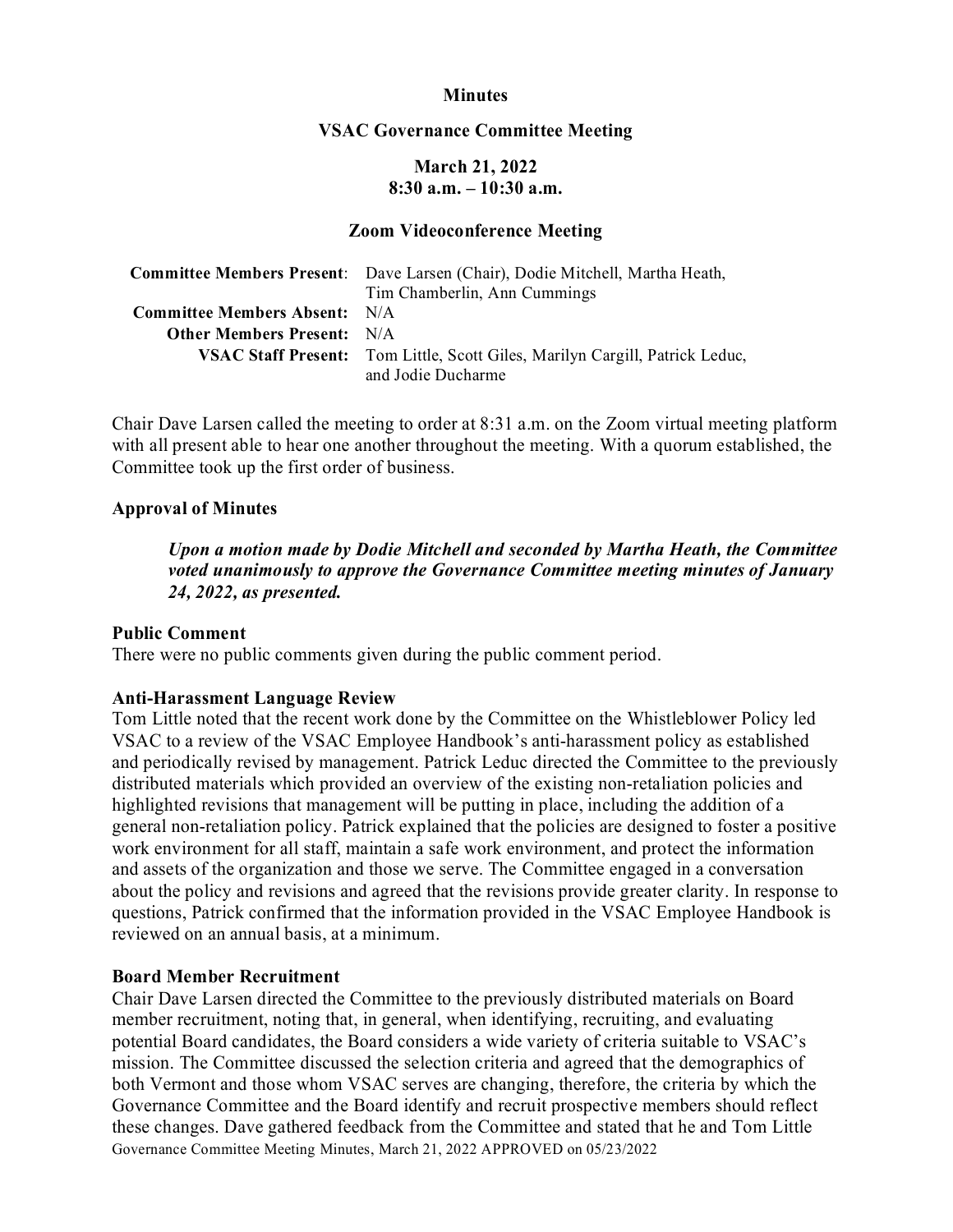# Minutes

## VSAC Governance Committee Meeting

### March 21, 2022
### 8:30 a.m. – 10:30 a.m.

### Zoom Videoconference Meeting

| | |
|---|---|
| **Committee Members Present**: | Dave Larsen (Chair), Dodie Mitchell, Martha Heath, Tim Chamberlin, Ann Cummings |
| **Committee Members Absent:** | N/A |
| **Other Members Present:** | N/A |
| **VSAC Staff Present:** | Tom Little, Scott Giles, Marilyn Cargill, Patrick Leduc, and Jodie Ducharme |

Chair Dave Larsen called the meeting to order at 8:31 a.m. on the Zoom virtual meeting platform with all present able to hear one another throughout the meeting. With a quorum established, the Committee took up the first order of business.

**Approval of Minutes**

> ***Upon a motion made by Dodie Mitchell and seconded by Martha Heath, the Committee voted unanimously to approve the Governance Committee meeting minutes of January 24, 2022, as presented.***

**Public Comment**

There were no public comments given during the public comment period.

**Anti-Harassment Language Review**

Tom Little noted that the recent work done by the Committee on the Whistleblower Policy led VSAC to a review of the VSAC Employee Handbook's anti-harassment policy as established and periodically revised by management. Patrick Leduc directed the Committee to the previously distributed materials which provided an overview of the existing non-retaliation policies and highlighted revisions that management will be putting in place, including the addition of a general non-retaliation policy. Patrick explained that the policies are designed to foster a positive work environment for all staff, maintain a safe work environment, and protect the information and assets of the organization and those we serve. The Committee engaged in a conversation about the policy and revisions and agreed that the revisions provide greater clarity. In response to questions, Patrick confirmed that the information provided in the VSAC Employee Handbook is reviewed on an annual basis, at a minimum.

**Board Member Recruitment**

Chair Dave Larsen directed the Committee to the previously distributed materials on Board member recruitment, noting that, in general, when identifying, recruiting, and evaluating potential Board candidates, the Board considers a wide variety of criteria suitable to VSAC's mission. The Committee discussed the selection criteria and agreed that the demographics of both Vermont and those whom VSAC serves are changing, therefore, the criteria by which the Governance Committee and the Board identify and recruit prospective members should reflect these changes. Dave gathered feedback from the Committee and stated that he and Tom Little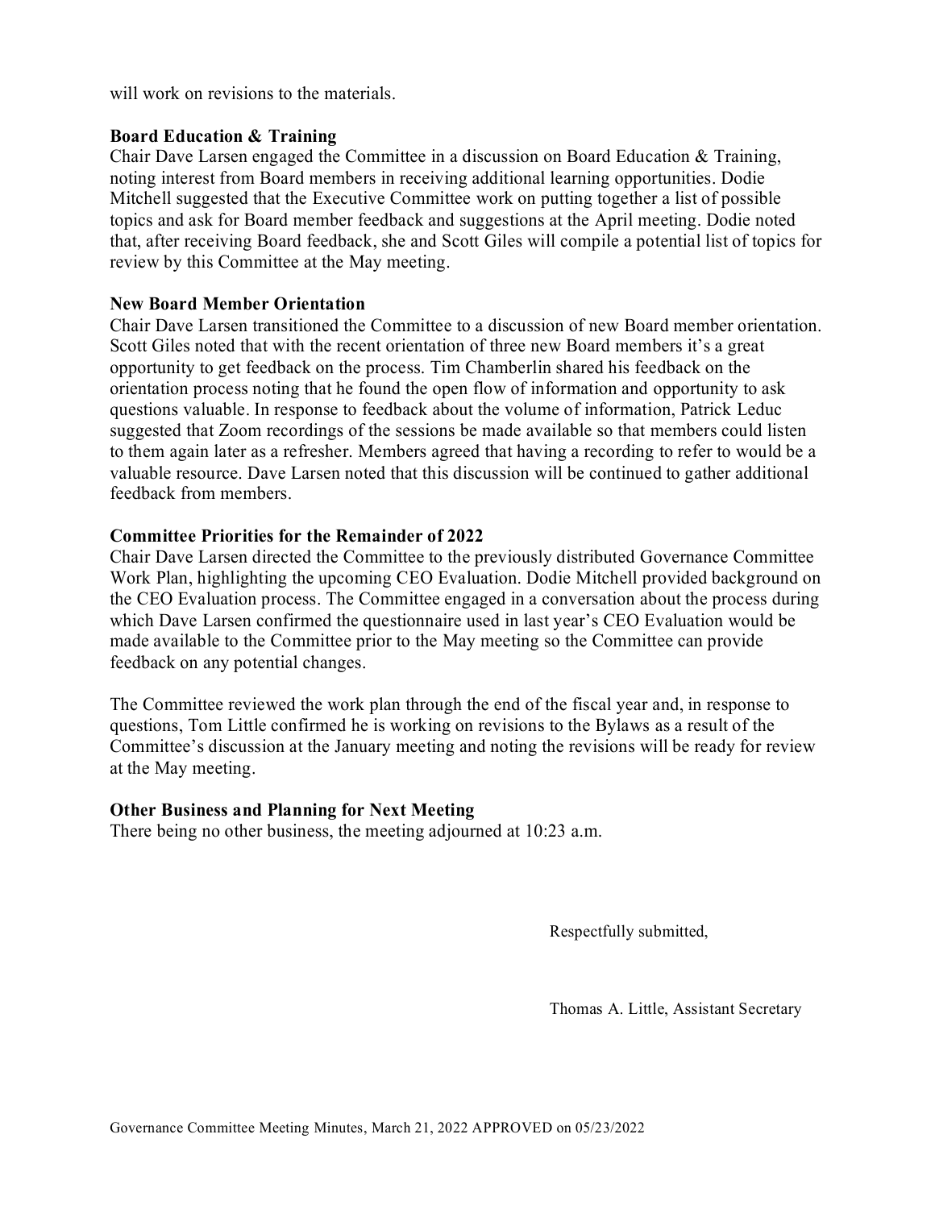will work on revisions to the materials.

**Board Education & Training**

Chair Dave Larsen engaged the Committee in a discussion on Board Education & Training, noting interest from Board members in receiving additional learning opportunities. Dodie Mitchell suggested that the Executive Committee work on putting together a list of possible topics and ask for Board member feedback and suggestions at the April meeting. Dodie noted that, after receiving Board feedback, she and Scott Giles will compile a potential list of topics for review by this Committee at the May meeting.

**New Board Member Orientation**

Chair Dave Larsen transitioned the Committee to a discussion of new Board member orientation. Scott Giles noted that with the recent orientation of three new Board members it's a great opportunity to get feedback on the process. Tim Chamberlin shared his feedback on the orientation process noting that he found the open flow of information and opportunity to ask questions valuable. In response to feedback about the volume of information, Patrick Leduc suggested that Zoom recordings of the sessions be made available so that members could listen to them again later as a refresher. Members agreed that having a recording to refer to would be a valuable resource. Dave Larsen noted that this discussion will be continued to gather additional feedback from members.

**Committee Priorities for the Remainder of 2022**

Chair Dave Larsen directed the Committee to the previously distributed Governance Committee Work Plan, highlighting the upcoming CEO Evaluation. Dodie Mitchell provided background on the CEO Evaluation process. The Committee engaged in a conversation about the process during which Dave Larsen confirmed the questionnaire used in last year's CEO Evaluation would be made available to the Committee prior to the May meeting so the Committee can provide feedback on any potential changes.

The Committee reviewed the work plan through the end of the fiscal year and, in response to questions, Tom Little confirmed he is working on revisions to the Bylaws as a result of the Committee's discussion at the January meeting and noting the revisions will be ready for review at the May meeting.

**Other Business and Planning for Next Meeting**

There being no other business, the meeting adjourned at 10:23 a.m.

Respectfully submitted,

Thomas A. Little, Assistant Secretary

Governance Committee Meeting Minutes, March 21, 2022 APPROVED on 05/23/2022